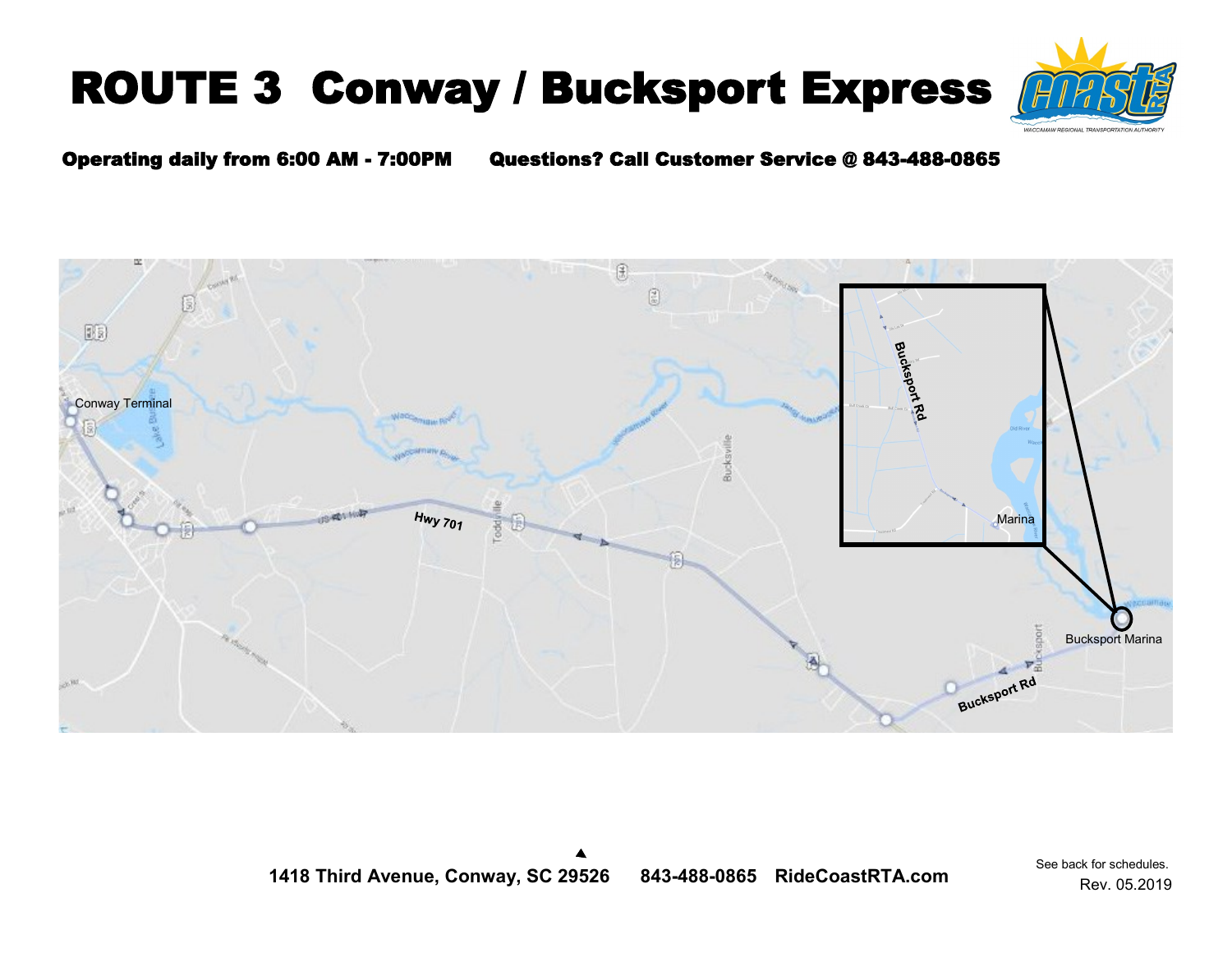# ROUTE 3 Conway / Bucksport Express

**Operating daily from 6:00 AM - 7:00PM** **Questions? Call Customer Service @ 843-488-0865**

Conway Terminal

Hwy 701

Bucksport Rd

Bucksport Marina

Marina

**1418 Third Avenue, Conway, SC 29526 843-488-0865 RideCoastRTA.com**

See back for schedules.

Rev. 05.2019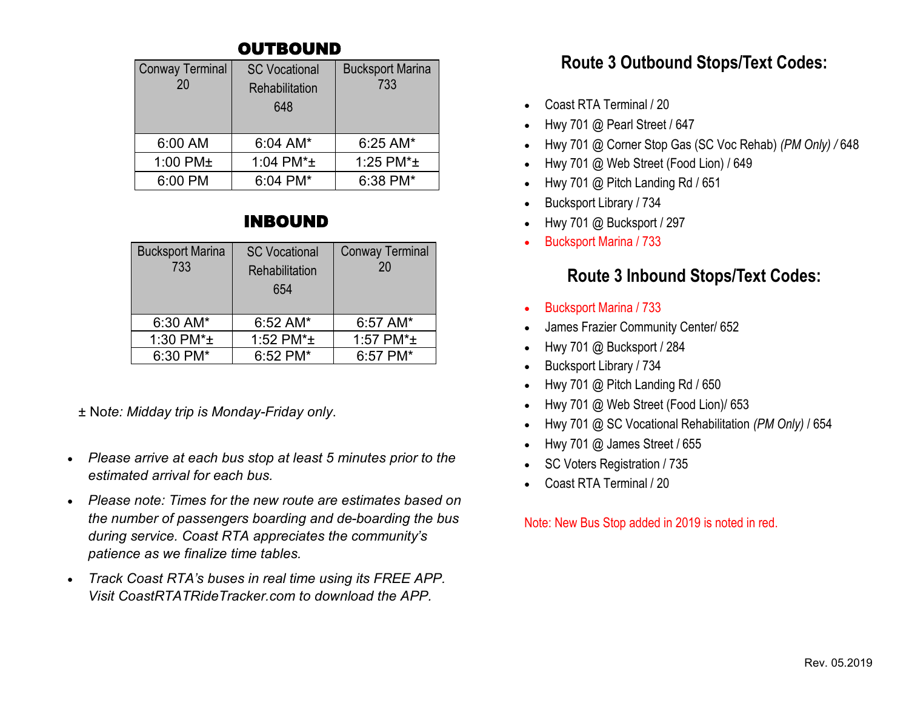## OUTBOUND

| Conway Terminal 20 | SC Vocational Rehabilitation 648 | Bucksport Marina 733 |
|---|---|---|
| 6:00 AM | 6:04 AM* | 6:25 AM* |
| 1:00 PM± | 1:04 PM*± | 1:25 PM*± |
| 6:00 PM | 6:04 PM* | 6:38 PM* |

## INBOUND

| Bucksport Marina 733 | SC Vocational Rehabilitation 654 | Conway Terminal 20 |
|---|---|---|
| 6:30 AM* | 6:52 AM* | 6:57 AM* |
| 1:30 PM*± | 1:52 PM*± | 1:57 PM*± |
| 6:30 PM* | 6:52 PM* | 6:57 PM* |

± Note: *Midday trip is Monday-Friday only*.

- *Please arrive at each bus stop at least 5 minutes prior to the estimated arrival for each bus.*
- *Please note: Times for the new route are estimates based on the number of passengers boarding and de-boarding the bus during service. Coast RTA appreciates the community's patience as we finalize time tables.*
- *Track Coast RTA's buses in real time using its FREE APP. Visit CoastRTATRideTracker.com to download the APP.*

## Route 3 Outbound Stops/Text Codes:

- Coast RTA Terminal / 20
- Hwy 701 @ Pearl Street / 647
- Hwy 701 @ Corner Stop Gas (SC Voc Rehab) *(PM Only) /* 648
- Hwy 701 @ Web Street (Food Lion) / 649
- Hwy 701 @ Pitch Landing Rd / 651
- Bucksport Library / 734
- Hwy 701 @ Bucksport / 297
- Bucksport Marina / 733

## Route 3 Inbound Stops/Text Codes:

- Bucksport Marina / 733
- James Frazier Community Center/ 652
- Hwy 701 @ Bucksport / 284
- Bucksport Library / 734
- Hwy 701 @ Pitch Landing Rd / 650
- Hwy 701 @ Web Street (Food Lion)/ 653
- Hwy 701 @ SC Vocational Rehabilitation *(PM Only)* / 654
- Hwy 701 @ James Street / 655
- SC Voters Registration / 735
- Coast RTA Terminal / 20

Note: New Bus Stop added in 2019 is noted in red.

Rev. 05.2019